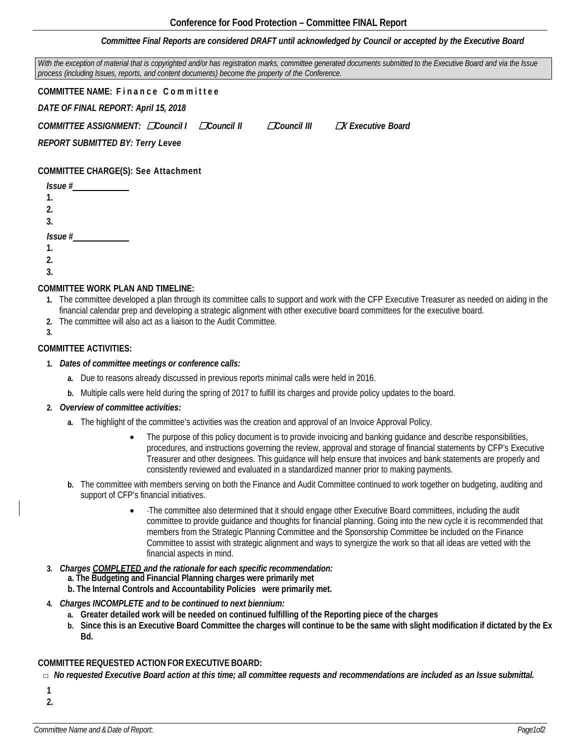# Conference for Food Protection – Committee FINAL Report

***Committee Final Reports are considered DRAFT until acknowledged by Council or accepted by the Executive Board***

*With the exception of material that is copyrighted and/or has registration marks, committee generated documents submitted to the Executive Board and via the Issue process (including Issues, reports, and content documents) become the property of the Conference.*

**COMMITTEE NAME: Finance Committee**

***DATE OF FINAL REPORT: April 15, 2018***

***COMMITTEE ASSIGNMENT:*** ☐ ***Council I*** ☐ ***Council II*** ☐ ***Council III*** ☐ ***X Executive Board***

***REPORT SUBMITTED BY: Terry Levee***

**COMMITTEE CHARGE(S): See Attachment**

***Issue #***\_\_\_\_\_\_\_\_\_\_

1.
2.
3.

***Issue #***\_\_\_\_\_\_\_\_\_\_

1.
2.
3.

**COMMITTEE WORK PLAN AND TIMELINE:**

1. The committee developed a plan through its committee calls to support and work with the CFP Executive Treasurer as needed on aiding in the financial calendar prep and developing a strategic alignment with other executive board committees for the executive board.
2. The committee will also act as a liaison to the Audit Committee.
3.

**COMMITTEE ACTIVITIES:**

1. ***Dates of committee meetings or conference calls:***
   a. Due to reasons already discussed in previous reports minimal calls were held in 2016.
   b. Multiple calls were held during the spring of 2017 to fulfill its charges and provide policy updates to the board.
2. ***Overview of committee activities:***
   a. The highlight of the committee's activities was the creation and approval of an Invoice Approval Policy.
      - The purpose of this policy document is to provide invoicing and banking guidance and describe responsibilities, procedures, and instructions governing the review, approval and storage of financial statements by CFP's Executive Treasurer and other designees. This guidance will help ensure that invoices and bank statements are properly and consistently reviewed and evaluated in a standardized manner prior to making payments.
   b. The committee with members serving on both the Finance and Audit Committee continued to work together on budgeting, auditing and support of CFP's financial initiatives.
      - The committee also determined that it should engage other Executive Board committees, including the audit committee to provide guidance and thoughts for financial planning. Going into the new cycle it is recommended that members from the Strategic Planning Committee and the Sponsorship Committee be included on the Finance Committee to assist with strategic alignment and ways to synergize the work so that all ideas are vetted with the financial aspects in mind.
3. ***Charges COMPLETED and the rationale for each specific recommendation:***
   **a. The Budgeting and Financial Planning charges were primarily met**
   **b. The Internal Controls and Accountability Policies were primarily met.**
4. ***Charges INCOMPLETE and to be continued to next biennium:***
   a. **Greater detailed work will be needed on continued fulfilling of the Reporting piece of the charges**
   b. **Since this is an Executive Board Committee the charges will continue to be the same with slight modification if dictated by the Ex Bd.**

**COMMITTEE REQUESTED ACTION FOR EXECUTIVE BOARD:**

☐ ***No requested Executive Board action at this time; all committee requests and recommendations are included as an Issue submittal.***

1
2.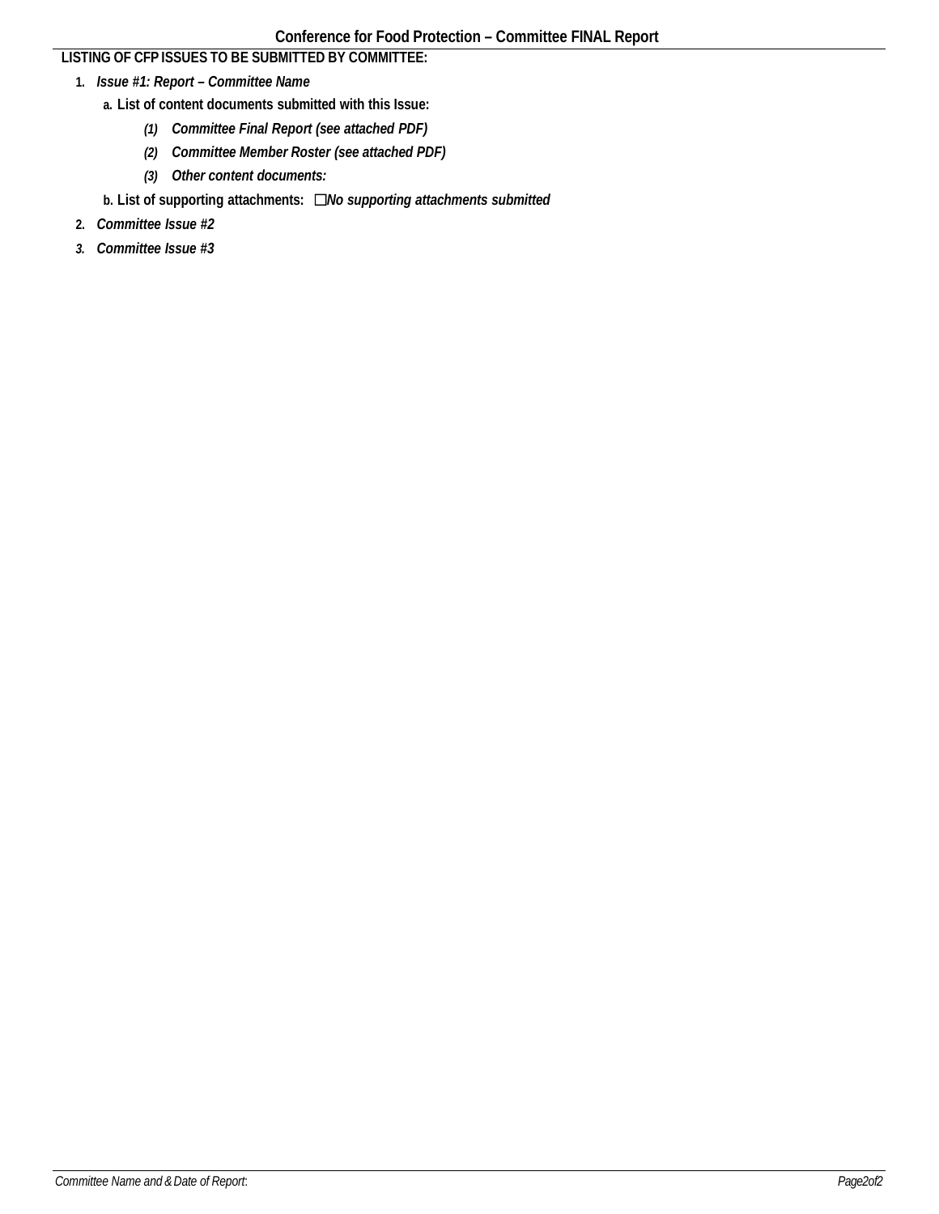**LISTING OF CFP ISSUES TO BE SUBMITTED BY COMMITTEE:**

1. ***Issue #1: Report – Committee Name***
   a. **List of content documents submitted with this Issue:**
      (1) ***Committee Final Report (see attached PDF)***
      (2) ***Committee Member Roster (see attached PDF)***
      (3) ***Other content documents:***
   b. **List of supporting attachments:** ☐***No supporting attachments submitted***
2. ***Committee Issue #2***
3. ***Committee Issue #3***

*Committee Name and & Date of Report:*